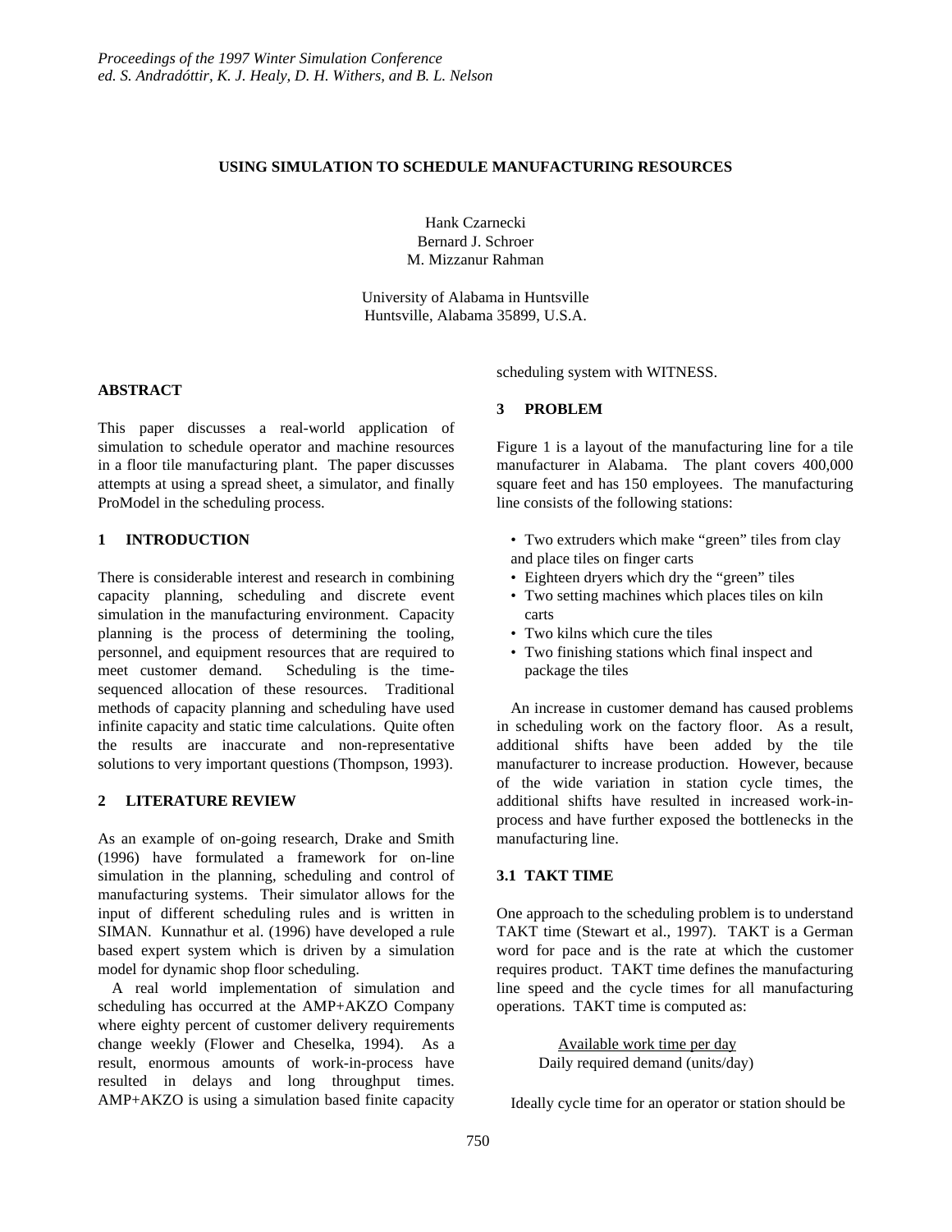# USING SIMULATION TO SCHEDULE MANUFACTURING RESOURCES

Hank Czarnecki
Bernard J. Schroer
M. Mizzanur Rahman

University of Alabama in Huntsville
Huntsville, Alabama 35899, U.S.A.

## ABSTRACT

This paper discusses a real-world application of simulation to schedule operator and machine resources in a floor tile manufacturing plant. The paper discusses attempts at using a spread sheet, a simulator, and finally ProModel in the scheduling process.

## 1 INTRODUCTION

There is considerable interest and research in combining capacity planning, scheduling and discrete event simulation in the manufacturing environment. Capacity planning is the process of determining the tooling, personnel, and equipment resources that are required to meet customer demand. Scheduling is the time-sequenced allocation of these resources. Traditional methods of capacity planning and scheduling have used infinite capacity and static time calculations. Quite often the results are inaccurate and non-representative solutions to very important questions (Thompson, 1993).

## 2 LITERATURE REVIEW

As an example of on-going research, Drake and Smith (1996) have formulated a framework for on-line simulation in the planning, scheduling and control of manufacturing systems. Their simulator allows for the input of different scheduling rules and is written in SIMAN. Kunnathur et al. (1996) have developed a rule based expert system which is driven by a simulation model for dynamic shop floor scheduling.

A real world implementation of simulation and scheduling has occurred at the AMP+AKZO Company where eighty percent of customer delivery requirements change weekly (Flower and Cheselka, 1994). As a result, enormous amounts of work-in-process have resulted in delays and long throughput times. AMP+AKZO is using a simulation based finite capacity scheduling system with WITNESS.

## 3 PROBLEM

Figure 1 is a layout of the manufacturing line for a tile manufacturer in Alabama. The plant covers 400,000 square feet and has 150 employees. The manufacturing line consists of the following stations:

- Two extruders which make "green" tiles from clay and place tiles on finger carts
- Eighteen dryers which dry the "green" tiles
- Two setting machines which places tiles on kiln carts
- Two kilns which cure the tiles
- Two finishing stations which final inspect and package the tiles

An increase in customer demand has caused problems in scheduling work on the factory floor. As a result, additional shifts have been added by the tile manufacturer to increase production. However, because of the wide variation in station cycle times, the additional shifts have resulted in increased work-in-process and have further exposed the bottlenecks in the manufacturing line.

### 3.1 TAKT TIME

One approach to the scheduling problem is to understand TAKT time (Stewart et al., 1997). TAKT is a German word for pace and is the rate at which the customer requires product. TAKT time defines the manufacturing line speed and the cycle times for all manufacturing operations. TAKT time is computed as:

$$\frac{\text{Available work time per day}}{\text{Daily required demand (units/day)}}$$

Ideally cycle time for an operator or station should be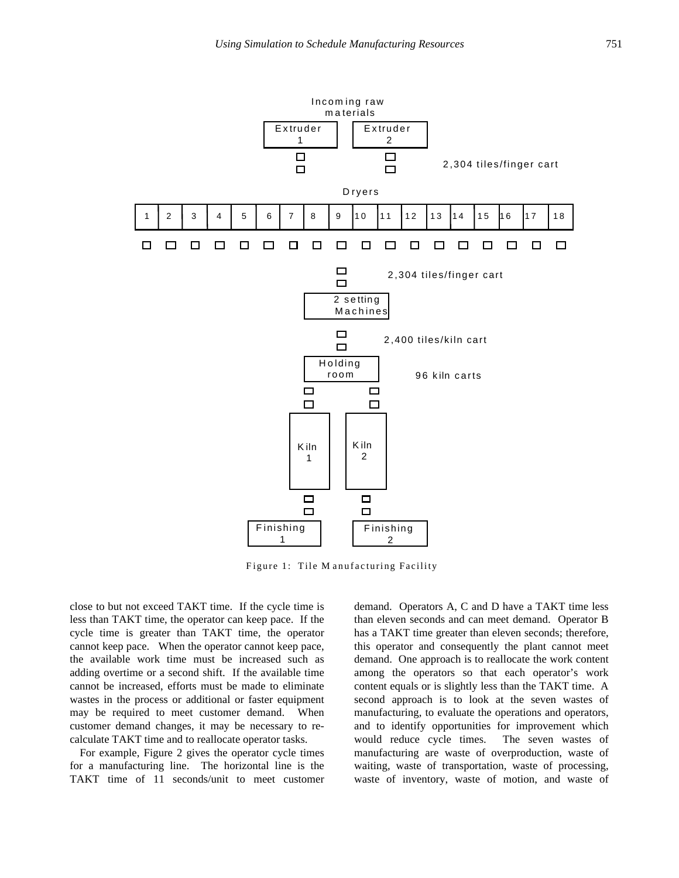Incoming raw materials

Extruder 1 | Extruder 2

2,304 tiles/finger cart

Dryers

1 2 3 4 5 6 7 8 9 10 11 12 13 14 15 16 17 18

2,304 tiles/finger cart

2 setting Machines

2,400 tiles/kiln cart

Holding room

96 kiln carts

Kiln 1 | Kiln 2

Finishing 1 | Finishing 2

Figure 1: Tile Manufacturing Facility

close to but not exceed TAKT time. If the cycle time is less than TAKT time, the operator can keep pace. If the cycle time is greater than TAKT time, the operator cannot keep pace. When the operator cannot keep pace, the available work time must be increased such as adding overtime or a second shift. If the available time cannot be increased, efforts must be made to eliminate wastes in the process or additional or faster equipment may be required to meet customer demand. When customer demand changes, it may be necessary to re-calculate TAKT time and to reallocate operator tasks.

For example, Figure 2 gives the operator cycle times for a manufacturing line. The horizontal line is the TAKT time of 11 seconds/unit to meet customer demand. Operators A, C and D have a TAKT time less than eleven seconds and can meet demand. Operator B has a TAKT time greater than eleven seconds; therefore, this operator and consequently the plant cannot meet demand. One approach is to reallocate the work content among the operators so that each operator's work content equals or is slightly less than the TAKT time. A second approach is to look at the seven wastes of manufacturing, to evaluate the operations and operators, and to identify opportunities for improvement which would reduce cycle times. The seven wastes of manufacturing are waste of overproduction, waste of waiting, waste of transportation, waste of processing, waste of inventory, waste of motion, and waste of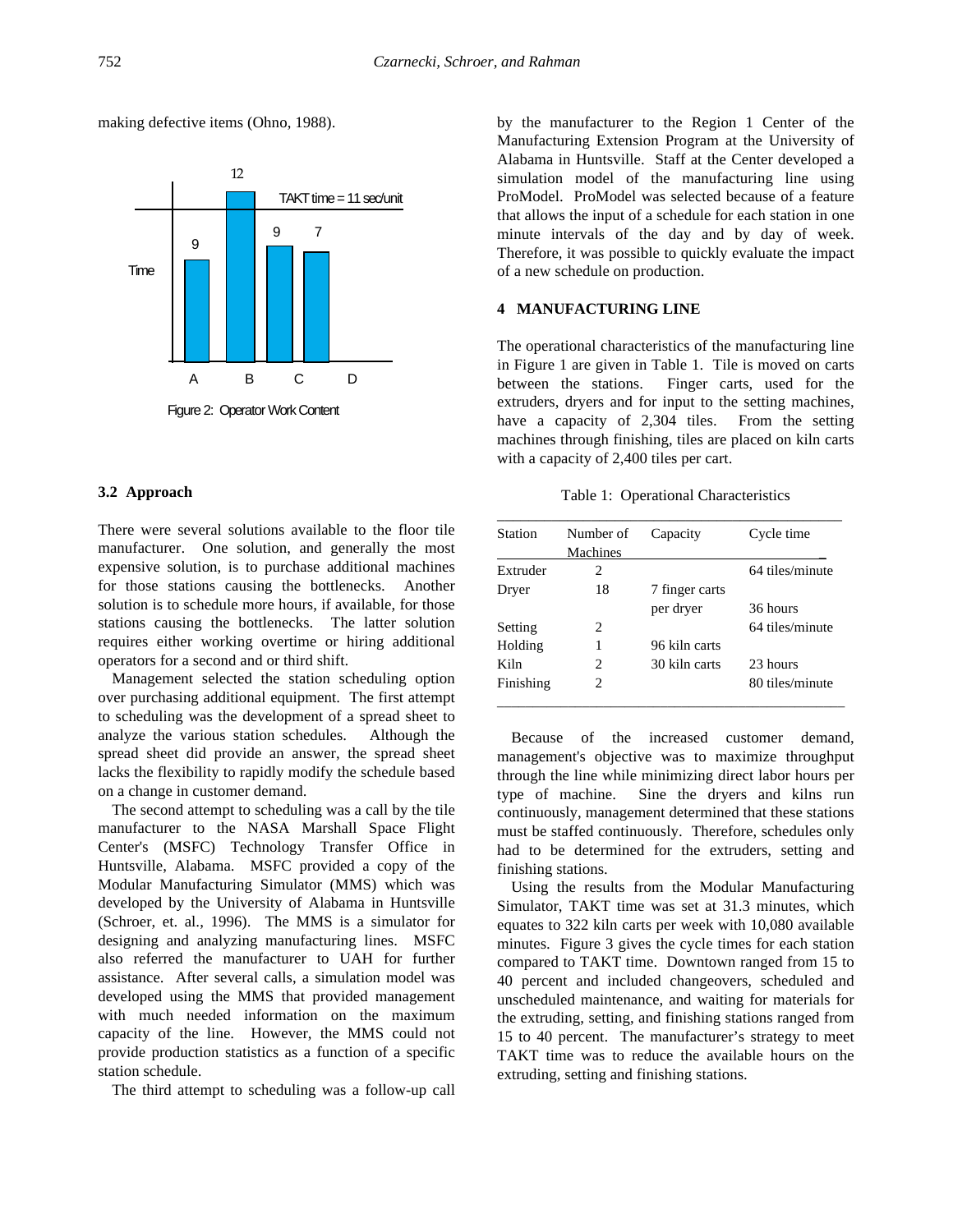making defective items (Ohno, 1988).

Figure 2: Operator Work Content

### 3.2 Approach

There were several solutions available to the floor tile manufacturer. One solution, and generally the most expensive solution, is to purchase additional machines for those stations causing the bottlenecks. Another solution is to schedule more hours, if available, for those stations causing the bottlenecks. The latter solution requires either working overtime or hiring additional operators for a second and or third shift.

Management selected the station scheduling option over purchasing additional equipment. The first attempt to scheduling was the development of a spread sheet to analyze the various station schedules. Although the spread sheet did provide an answer, the spread sheet lacks the flexibility to rapidly modify the schedule based on a change in customer demand.

The second attempt to scheduling was a call by the tile manufacturer to the NASA Marshall Space Flight Center's (MSFC) Technology Transfer Office in Huntsville, Alabama. MSFC provided a copy of the Modular Manufacturing Simulator (MMS) which was developed by the University of Alabama in Huntsville (Schroer, et. al., 1996). The MMS is a simulator for designing and analyzing manufacturing lines. MSFC also referred the manufacturer to UAH for further assistance. After several calls, a simulation model was developed using the MMS that provided management with much needed information on the maximum capacity of the line. However, the MMS could not provide production statistics as a function of a specific station schedule.

The third attempt to scheduling was a follow-up call by the manufacturer to the Region 1 Center of the Manufacturing Extension Program at the University of Alabama in Huntsville. Staff at the Center developed a simulation model of the manufacturing line using ProModel. ProModel was selected because of a feature that allows the input of a schedule for each station in one minute intervals of the day and by day of week. Therefore, it was possible to quickly evaluate the impact of a new schedule on production.

## 4 MANUFACTURING LINE

The operational characteristics of the manufacturing line in Figure 1 are given in Table 1. Tile is moved on carts between the stations. Finger carts, used for the extruders, dryers and for input to the setting machines, have a capacity of 2,304 tiles. From the setting machines through finishing, tiles are placed on kiln carts with a capacity of 2,400 tiles per cart.

Table 1: Operational Characteristics

| Station | Number of Machines | Capacity | Cycle time |
|---|---|---|---|
| Extruder | 2 | | 64 tiles/minute |
| Dryer | 18 | 7 finger carts per dryer | 36 hours |
| Setting | 2 | | 64 tiles/minute |
| Holding | 1 | 96 kiln carts | |
| Kiln | 2 | 30 kiln carts | 23 hours |
| Finishing | 2 | | 80 tiles/minute |

Because of the increased customer demand, management's objective was to maximize throughput through the line while minimizing direct labor hours per type of machine. Sine the dryers and kilns run continuously, management determined that these stations must be staffed continuously. Therefore, schedules only had to be determined for the extruders, setting and finishing stations.

Using the results from the Modular Manufacturing Simulator, TAKT time was set at 31.3 minutes, which equates to 322 kiln carts per week with 10,080 available minutes. Figure 3 gives the cycle times for each station compared to TAKT time. Downtown ranged from 15 to 40 percent and included changeovers, scheduled and unscheduled maintenance, and waiting for materials for the extruding, setting, and finishing stations ranged from 15 to 40 percent. The manufacturer's strategy to meet TAKT time was to reduce the available hours on the extruding, setting and finishing stations.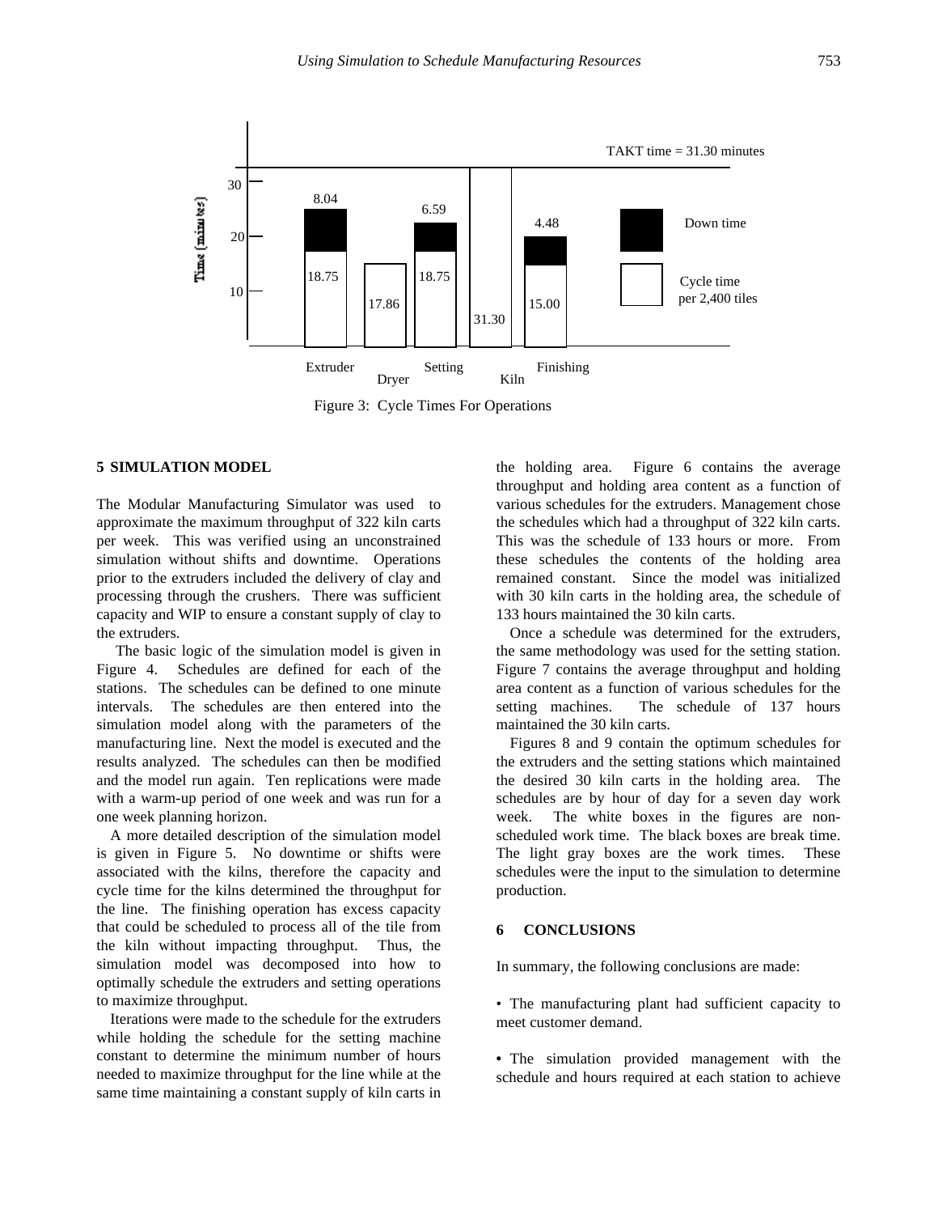Figure 3: Cycle Times For Operations

## 5 SIMULATION MODEL

The Modular Manufacturing Simulator was used to approximate the maximum throughput of 322 kiln carts per week. This was verified using an unconstrained simulation without shifts and downtime. Operations prior to the extruders included the delivery of clay and processing through the crushers. There was sufficient capacity and WIP to ensure a constant supply of clay to the extruders.

The basic logic of the simulation model is given in Figure 4. Schedules are defined for each of the stations. The schedules can be defined to one minute intervals. The schedules are then entered into the simulation model along with the parameters of the manufacturing line. Next the model is executed and the results analyzed. The schedules can then be modified and the model run again. Ten replications were made with a warm-up period of one week and was run for a one week planning horizon.

A more detailed description of the simulation model is given in Figure 5. No downtime or shifts were associated with the kilns, therefore the capacity and cycle time for the kilns determined the throughput for the line. The finishing operation has excess capacity that could be scheduled to process all of the tile from the kiln without impacting throughput. Thus, the simulation model was decomposed into how to optimally schedule the extruders and setting operations to maximize throughput.

Iterations were made to the schedule for the extruders while holding the schedule for the setting machine constant to determine the minimum number of hours needed to maximize throughput for the line while at the same time maintaining a constant supply of kiln carts in the holding area. Figure 6 contains the average throughput and holding area content as a function of various schedules for the extruders. Management chose the schedules which had a throughput of 322 kiln carts. This was the schedule of 133 hours or more. From these schedules the contents of the holding area remained constant. Since the model was initialized with 30 kiln carts in the holding area, the schedule of 133 hours maintained the 30 kiln carts.

Once a schedule was determined for the extruders, the same methodology was used for the setting station. Figure 7 contains the average throughput and holding area content as a function of various schedules for the setting machines. The schedule of 137 hours maintained the 30 kiln carts.

Figures 8 and 9 contain the optimum schedules for the extruders and the setting stations which maintained the desired 30 kiln carts in the holding area. The schedules are by hour of day for a seven day work week. The white boxes in the figures are non-scheduled work time. The black boxes are break time. The light gray boxes are the work times. These schedules were the input to the simulation to determine production.

## 6 CONCLUSIONS

In summary, the following conclusions are made:

• The manufacturing plant had sufficient capacity to meet customer demand.

• The simulation provided management with the schedule and hours required at each station to achieve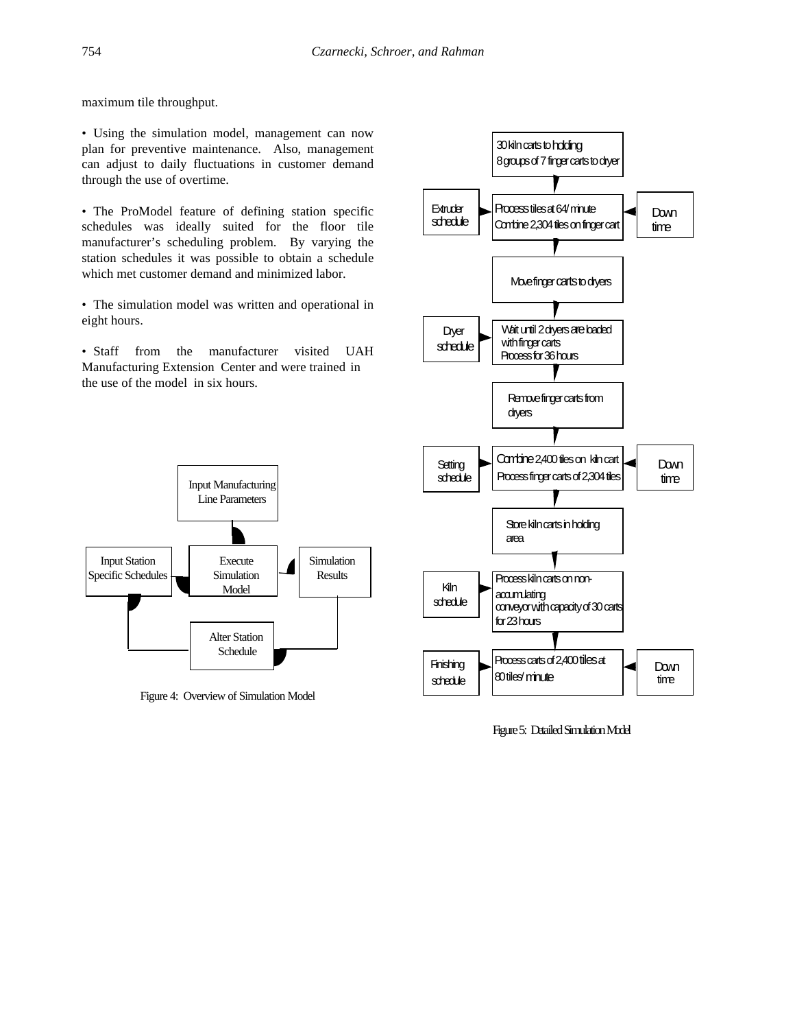maximum tile throughput.

- Using the simulation model, management can now plan for preventive maintenance. Also, management can adjust to daily fluctuations in customer demand through the use of overtime.

- The ProModel feature of defining station specific schedules was ideally suited for the floor tile manufacturer's scheduling problem. By varying the station schedules it was possible to obtain a schedule which met customer demand and minimized labor.

- The simulation model was written and operational in eight hours.

- Staff from the manufacturer visited UAH Manufacturing Extension Center and were trained in the use of the model in six hours.

Input Manufacturing Line Parameters

Input Station Specific Schedules

Execute Simulation Model

Simulation Results

Alter Station Schedule

Figure 4: Overview of Simulation Model

30 kiln carts to holding
8 groups of 7 finger carts to dryer

Extruder schedule

Process tiles at 64/minute
Combine 2,304 tiles on finger cart

Down time

Move finger carts to dryers

Dryer schedule

Wait until 2 dryers are loaded with finger carts
Process for 36 hours

Remove finger carts from dryers

Setting schedule

Combine 2,400 tiles on kiln cart
Process finger carts of 2,304 tiles

Down time

Store kiln carts in holding area

Kiln schedule

Process kiln carts on non-accumulating conveyor with capacity of 30 carts for 23 hours

Finishing schedule

Process carts of 2,400 tiles at 80 tiles/minute

Down time

Figure 5: Detailed Simulation Model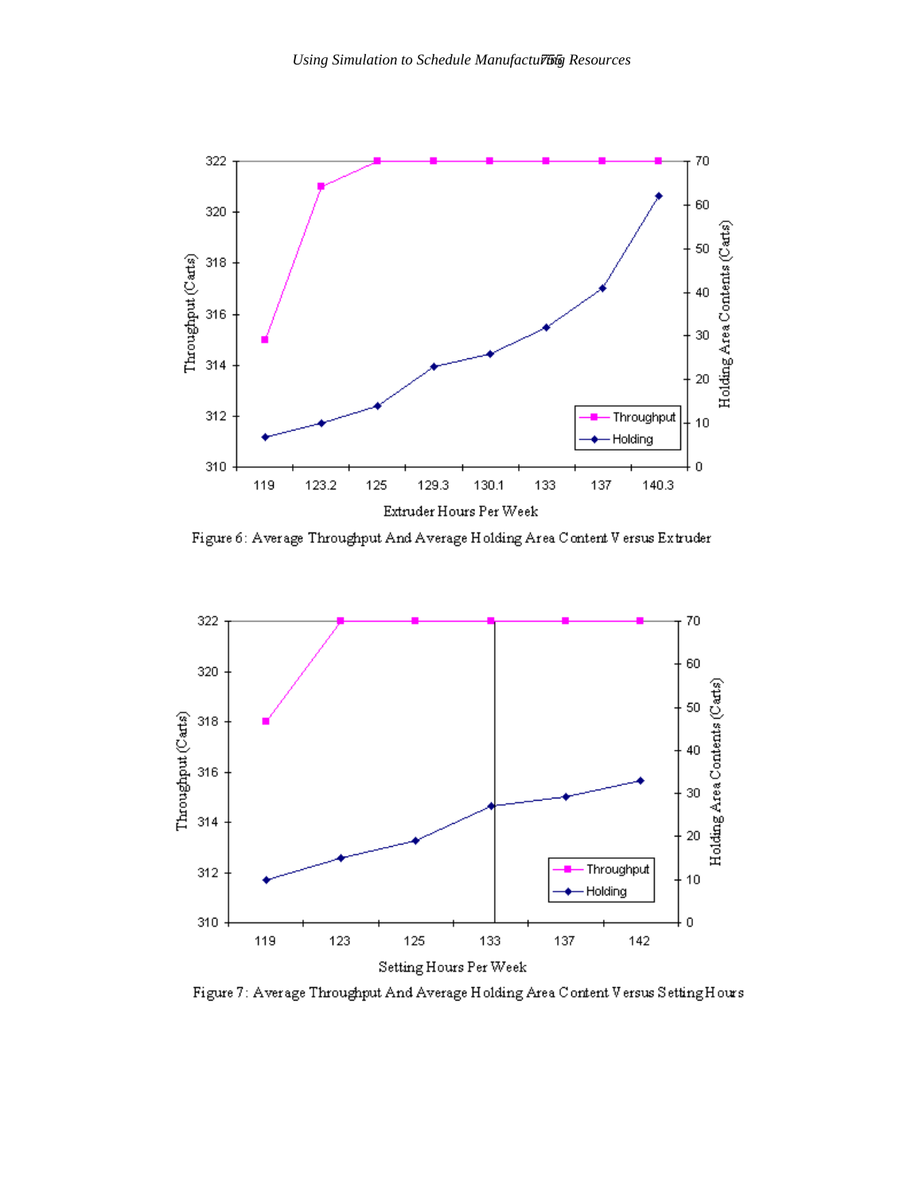Figure 6: Average Throughput And Average Holding Area Content Versus Extruder

Figure 7: Average Throughput And Average Holding Area Content Versus Setting Hours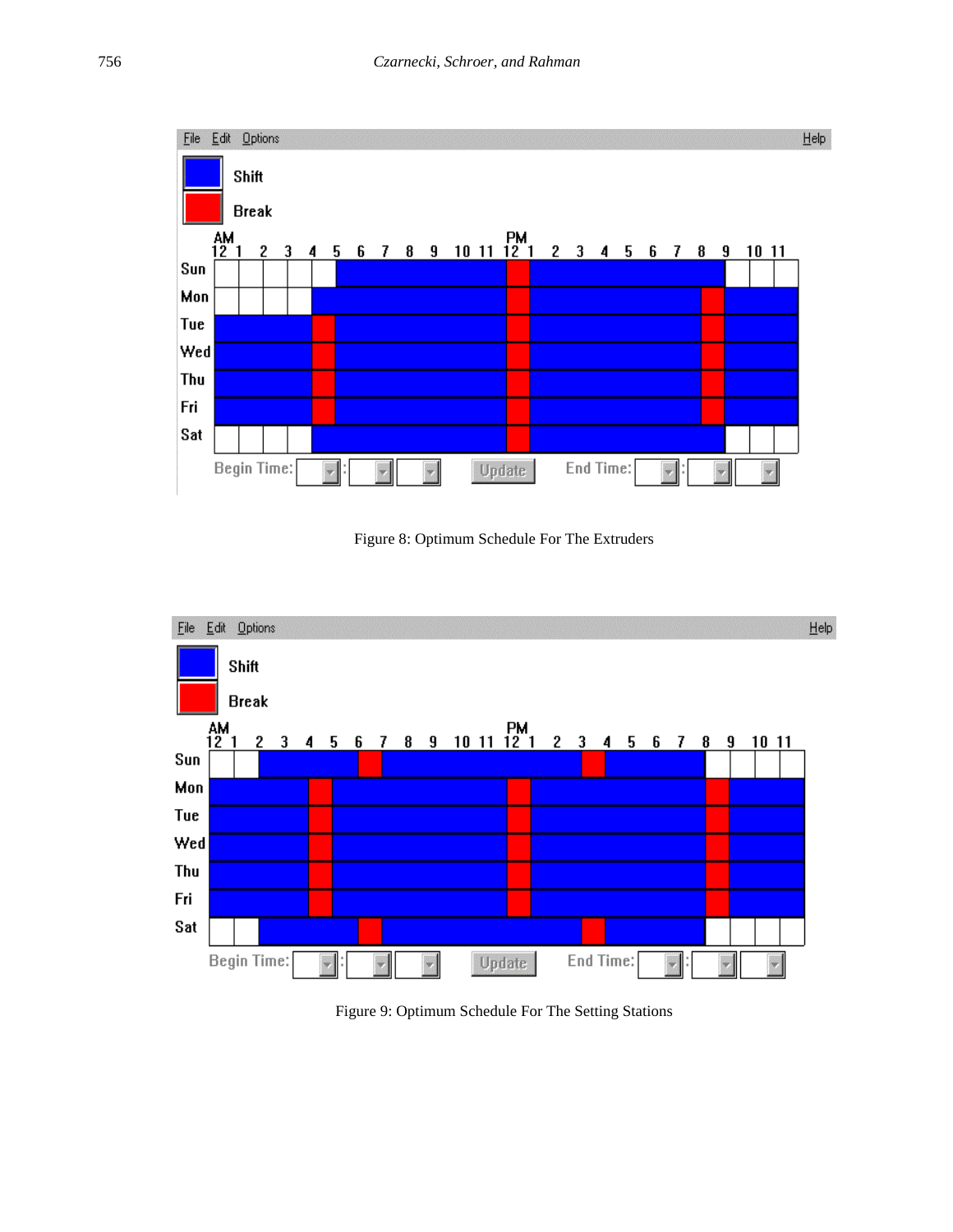Figure 8: Optimum Schedule For The Extruders

Figure 9: Optimum Schedule For The Setting Stations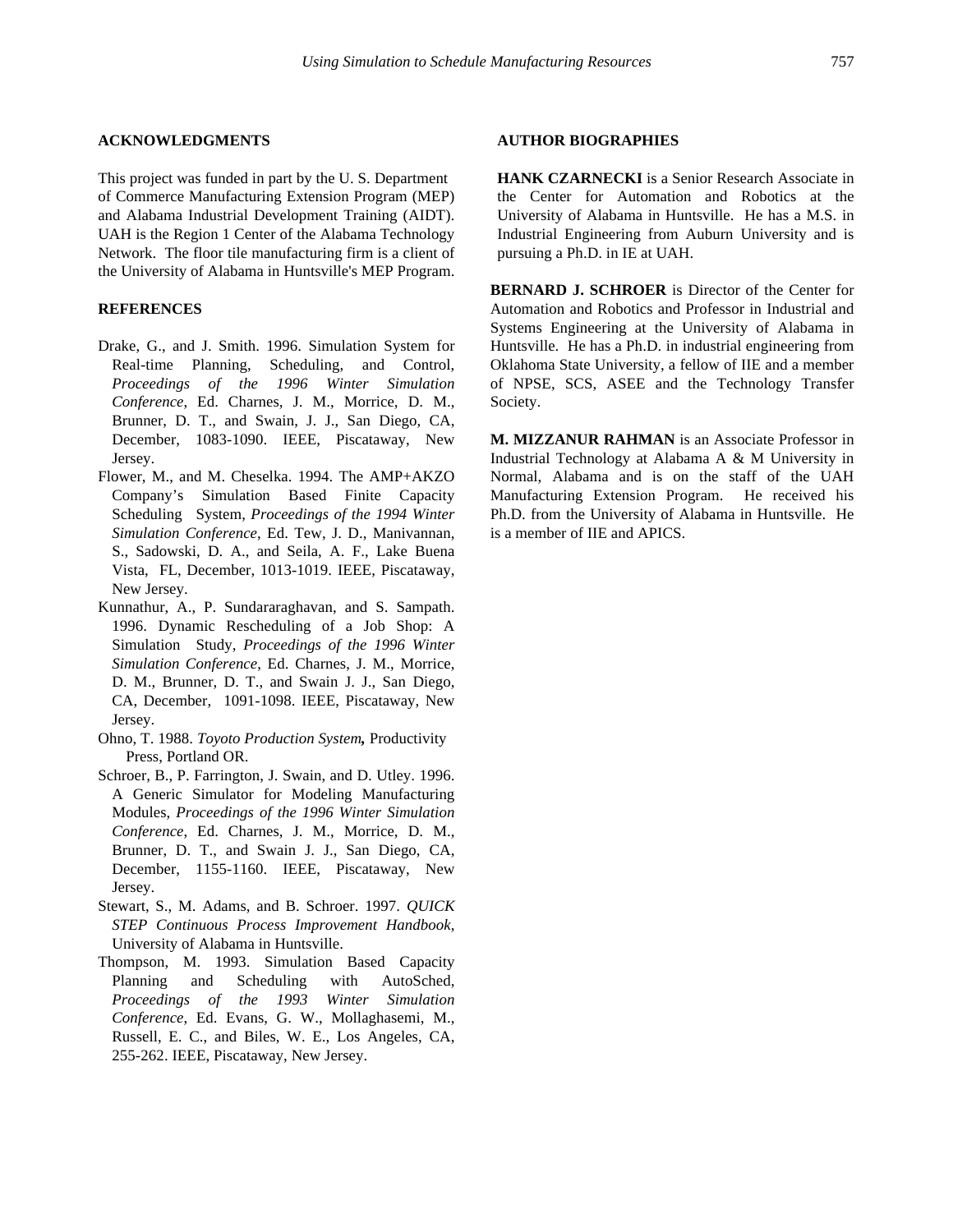## ACKNOWLEDGMENTS

This project was funded in part by the U. S. Department of Commerce Manufacturing Extension Program (MEP) and Alabama Industrial Development Training (AIDT). UAH is the Region 1 Center of the Alabama Technology Network. The floor tile manufacturing firm is a client of the University of Alabama in Huntsville's MEP Program.

## REFERENCES

Drake, G., and J. Smith. 1996. Simulation System for Real-time Planning, Scheduling, and Control, *Proceedings of the 1996 Winter Simulation Conference*, Ed. Charnes, J. M., Morrice, D. M., Brunner, D. T., and Swain, J. J., San Diego, CA, December, 1083-1090. IEEE, Piscataway, New Jersey.

Flower, M., and M. Cheselka. 1994. The AMP+AKZO Company's Simulation Based Finite Capacity Scheduling System, *Proceedings of the 1994 Winter Simulation Conference*, Ed. Tew, J. D., Manivannan, S., Sadowski, D. A., and Seila, A. F., Lake Buena Vista, FL, December, 1013-1019. IEEE, Piscataway, New Jersey.

Kunnathur, A., P. Sundararaghavan, and S. Sampath. 1996. Dynamic Rescheduling of a Job Shop: A Simulation Study, *Proceedings of the 1996 Winter Simulation Conference*, Ed. Charnes, J. M., Morrice, D. M., Brunner, D. T., and Swain J. J., San Diego, CA, December, 1091-1098. IEEE, Piscataway, New Jersey.

Ohno, T. 1988. *Toyota Production System,* Productivity Press, Portland OR.

Schroer, B., P. Farrington, J. Swain, and D. Utley. 1996. A Generic Simulator for Modeling Manufacturing Modules, *Proceedings of the 1996 Winter Simulation Conference*, Ed. Charnes, J. M., Morrice, D. M., Brunner, D. T., and Swain J. J., San Diego, CA, December, 1155-1160. IEEE, Piscataway, New Jersey.

Stewart, S., M. Adams, and B. Schroer. 1997. *QUICK STEP Continuous Process Improvement Handbook*, University of Alabama in Huntsville.

Thompson, M. 1993. Simulation Based Capacity Planning and Scheduling with AutoSched, *Proceedings of the 1993 Winter Simulation Conference*, Ed. Evans, G. W., Mollaghasemi, M., Russell, E. C., and Biles, W. E., Los Angeles, CA, 255-262. IEEE, Piscataway, New Jersey.

## AUTHOR BIOGRAPHIES

**HANK CZARNECKI** is a Senior Research Associate in the Center for Automation and Robotics at the University of Alabama in Huntsville. He has a M.S. in Industrial Engineering from Auburn University and is pursuing a Ph.D. in IE at UAH.

**BERNARD J. SCHROER** is Director of the Center for Automation and Robotics and Professor in Industrial and Systems Engineering at the University of Alabama in Huntsville. He has a Ph.D. in industrial engineering from Oklahoma State University, a fellow of IIE and a member of NPSE, SCS, ASEE and the Technology Transfer Society.

**M. MIZZANUR RAHMAN** is an Associate Professor in Industrial Technology at Alabama A & M University in Normal, Alabama and is on the staff of the UAH Manufacturing Extension Program. He received his Ph.D. from the University of Alabama in Huntsville. He is a member of IIE and APICS.